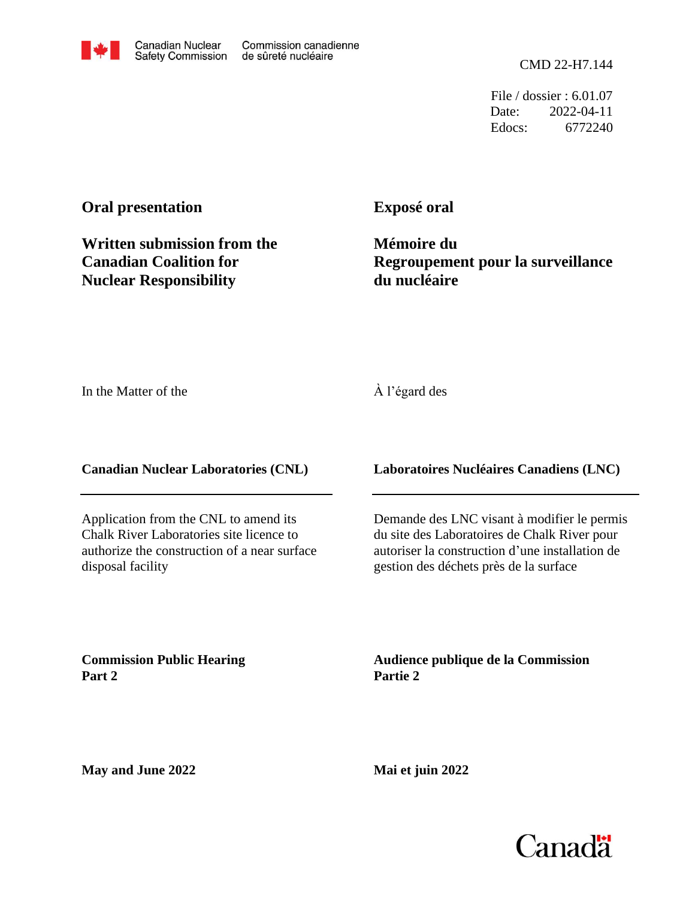Canadian Nuclear Safety Commission | Commission canadienne de sûreté nucléaire

CMD 22-H7.144

File / dossier : 6.01.07
Date: 2022-04-11
Edocs: 6772240

**Oral presentation**

**Written submission from the Canadian Coalition for Nuclear Responsibility**

**Exposé oral**

**Mémoire du Regroupement pour la surveillance du nucléaire**

In the Matter of the

À l'égard des

**Canadian Nuclear Laboratories (CNL)**

**Laboratoires Nucléaires Canadiens (LNC)**

Application from the CNL to amend its Chalk River Laboratories site licence to authorize the construction of a near surface disposal facility

Demande des LNC visant à modifier le permis du site des Laboratoires de Chalk River pour autoriser la construction d'une installation de gestion des déchets près de la surface

**Commission Public Hearing Part 2**

**Audience publique de la Commission Partie 2**

**May and June 2022**

**Mai et juin 2022**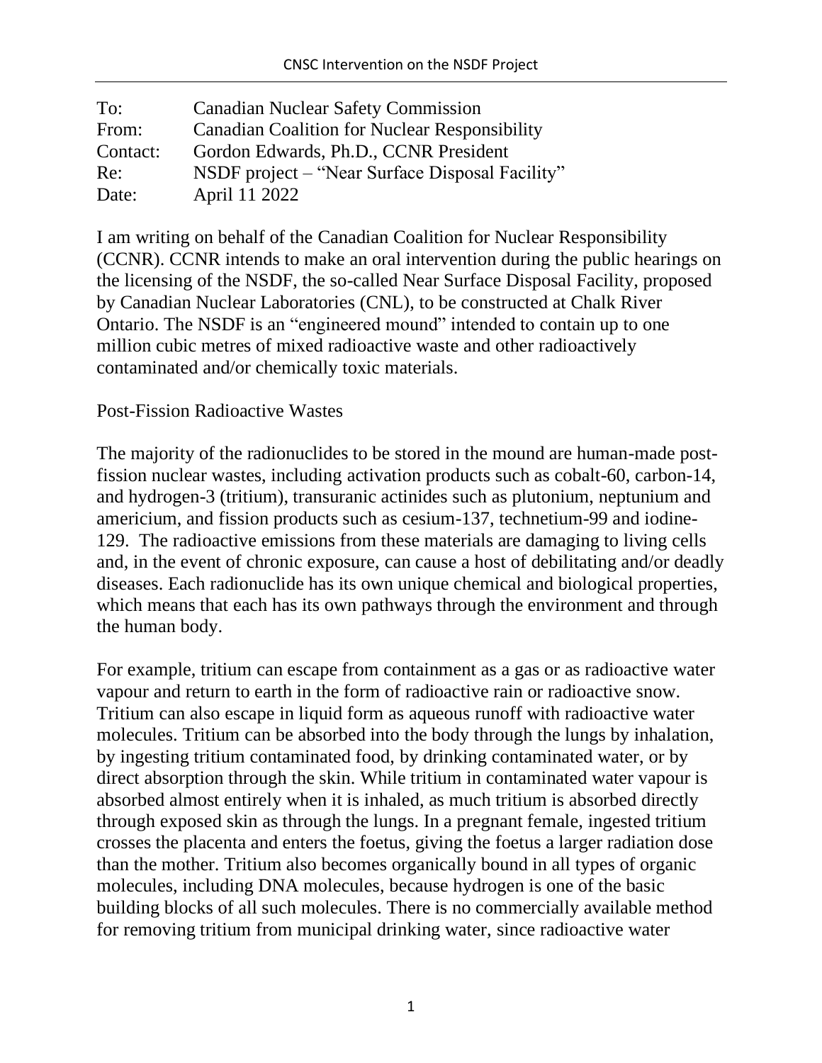| To: | Canadian Nuclear Safety Commission |
|---|---|
| From: | Canadian Coalition for Nuclear Responsibility |
| Contact: | Gordon Edwards, Ph.D., CCNR President |
| Re: | NSDF project – "Near Surface Disposal Facility" |
| Date: | April 11 2022 |

I am writing on behalf of the Canadian Coalition for Nuclear Responsibility (CCNR). CCNR intends to make an oral intervention during the public hearings on the licensing of the NSDF, the so-called Near Surface Disposal Facility, proposed by Canadian Nuclear Laboratories (CNL), to be constructed at Chalk River Ontario. The NSDF is an "engineered mound" intended to contain up to one million cubic metres of mixed radioactive waste and other radioactively contaminated and/or chemically toxic materials.

## Post-Fission Radioactive Wastes

The majority of the radionuclides to be stored in the mound are human-made post-fission nuclear wastes, including activation products such as cobalt-60, carbon-14, and hydrogen-3 (tritium), transuranic actinides such as plutonium, neptunium and americium, and fission products such as cesium-137, technetium-99 and iodine-129. The radioactive emissions from these materials are damaging to living cells and, in the event of chronic exposure, can cause a host of debilitating and/or deadly diseases. Each radionuclide has its own unique chemical and biological properties, which means that each has its own pathways through the environment and through the human body.

For example, tritium can escape from containment as a gas or as radioactive water vapour and return to earth in the form of radioactive rain or radioactive snow. Tritium can also escape in liquid form as aqueous runoff with radioactive water molecules. Tritium can be absorbed into the body through the lungs by inhalation, by ingesting tritium contaminated food, by drinking contaminated water, or by direct absorption through the skin. While tritium in contaminated water vapour is absorbed almost entirely when it is inhaled, as much tritium is absorbed directly through exposed skin as through the lungs. In a pregnant female, ingested tritium crosses the placenta and enters the foetus, giving the foetus a larger radiation dose than the mother. Tritium also becomes organically bound in all types of organic molecules, including DNA molecules, because hydrogen is one of the basic building blocks of all such molecules. There is no commercially available method for removing tritium from municipal drinking water, since radioactive water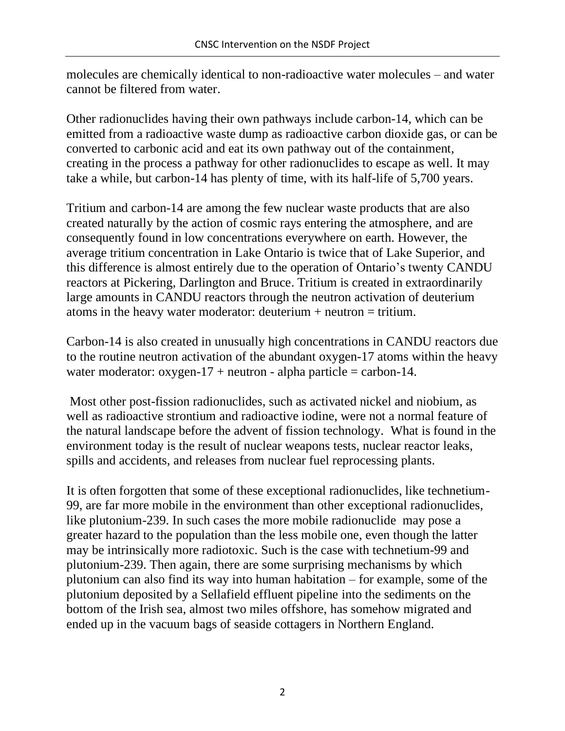molecules are chemically identical to non-radioactive water molecules – and water cannot be filtered from water.

Other radionuclides having their own pathways include carbon-14, which can be emitted from a radioactive waste dump as radioactive carbon dioxide gas, or can be converted to carbonic acid and eat its own pathway out of the containment, creating in the process a pathway for other radionuclides to escape as well. It may take a while, but carbon-14 has plenty of time, with its half-life of 5,700 years.

Tritium and carbon-14 are among the few nuclear waste products that are also created naturally by the action of cosmic rays entering the atmosphere, and are consequently found in low concentrations everywhere on earth. However, the average tritium concentration in Lake Ontario is twice that of Lake Superior, and this difference is almost entirely due to the operation of Ontario's twenty CANDU reactors at Pickering, Darlington and Bruce. Tritium is created in extraordinarily large amounts in CANDU reactors through the neutron activation of deuterium atoms in the heavy water moderator: deuterium + neutron = tritium.

Carbon-14 is also created in unusually high concentrations in CANDU reactors due to the routine neutron activation of the abundant oxygen-17 atoms within the heavy water moderator: oxygen-17 + neutron - alpha particle = carbon-14.

Most other post-fission radionuclides, such as activated nickel and niobium, as well as radioactive strontium and radioactive iodine, were not a normal feature of the natural landscape before the advent of fission technology. What is found in the environment today is the result of nuclear weapons tests, nuclear reactor leaks, spills and accidents, and releases from nuclear fuel reprocessing plants.

It is often forgotten that some of these exceptional radionuclides, like technetium-99, are far more mobile in the environment than other exceptional radionuclides, like plutonium-239. In such cases the more mobile radionuclide may pose a greater hazard to the population than the less mobile one, even though the latter may be intrinsically more radiotoxic. Such is the case with technetium-99 and plutonium-239. Then again, there are some surprising mechanisms by which plutonium can also find its way into human habitation – for example, some of the plutonium deposited by a Sellafield effluent pipeline into the sediments on the bottom of the Irish sea, almost two miles offshore, has somehow migrated and ended up in the vacuum bags of seaside cottagers in Northern England.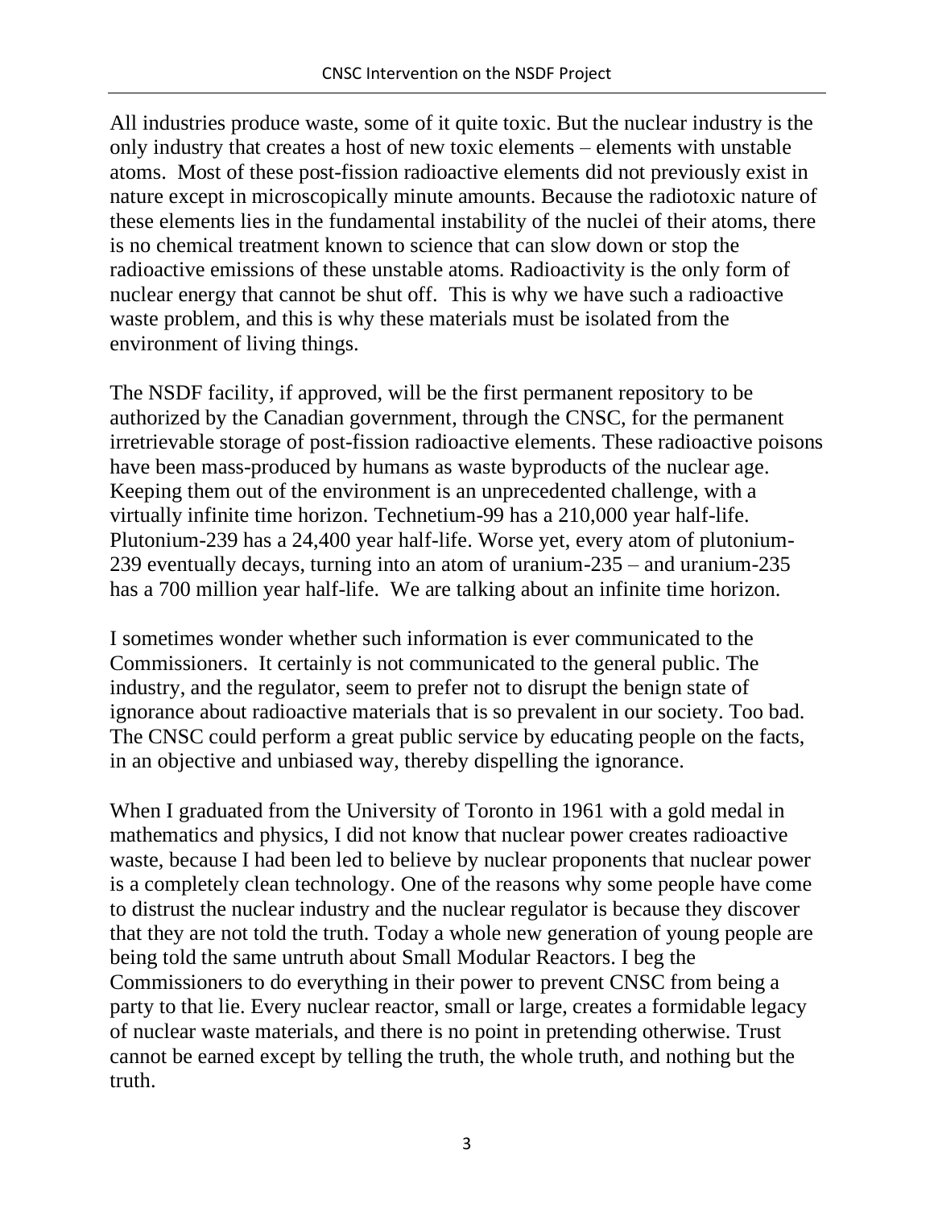All industries produce waste, some of it quite toxic. But the nuclear industry is the only industry that creates a host of new toxic elements – elements with unstable atoms. Most of these post-fission radioactive elements did not previously exist in nature except in microscopically minute amounts. Because the radiotoxic nature of these elements lies in the fundamental instability of the nuclei of their atoms, there is no chemical treatment known to science that can slow down or stop the radioactive emissions of these unstable atoms. Radioactivity is the only form of nuclear energy that cannot be shut off. This is why we have such a radioactive waste problem, and this is why these materials must be isolated from the environment of living things.

The NSDF facility, if approved, will be the first permanent repository to be authorized by the Canadian government, through the CNSC, for the permanent irretrievable storage of post-fission radioactive elements. These radioactive poisons have been mass-produced by humans as waste byproducts of the nuclear age. Keeping them out of the environment is an unprecedented challenge, with a virtually infinite time horizon. Technetium-99 has a 210,000 year half-life. Plutonium-239 has a 24,400 year half-life. Worse yet, every atom of plutonium-239 eventually decays, turning into an atom of uranium-235 – and uranium-235 has a 700 million year half-life. We are talking about an infinite time horizon.

I sometimes wonder whether such information is ever communicated to the Commissioners. It certainly is not communicated to the general public. The industry, and the regulator, seem to prefer not to disrupt the benign state of ignorance about radioactive materials that is so prevalent in our society. Too bad. The CNSC could perform a great public service by educating people on the facts, in an objective and unbiased way, thereby dispelling the ignorance.

When I graduated from the University of Toronto in 1961 with a gold medal in mathematics and physics, I did not know that nuclear power creates radioactive waste, because I had been led to believe by nuclear proponents that nuclear power is a completely clean technology. One of the reasons why some people have come to distrust the nuclear industry and the nuclear regulator is because they discover that they are not told the truth. Today a whole new generation of young people are being told the same untruth about Small Modular Reactors. I beg the Commissioners to do everything in their power to prevent CNSC from being a party to that lie. Every nuclear reactor, small or large, creates a formidable legacy of nuclear waste materials, and there is no point in pretending otherwise. Trust cannot be earned except by telling the truth, the whole truth, and nothing but the truth.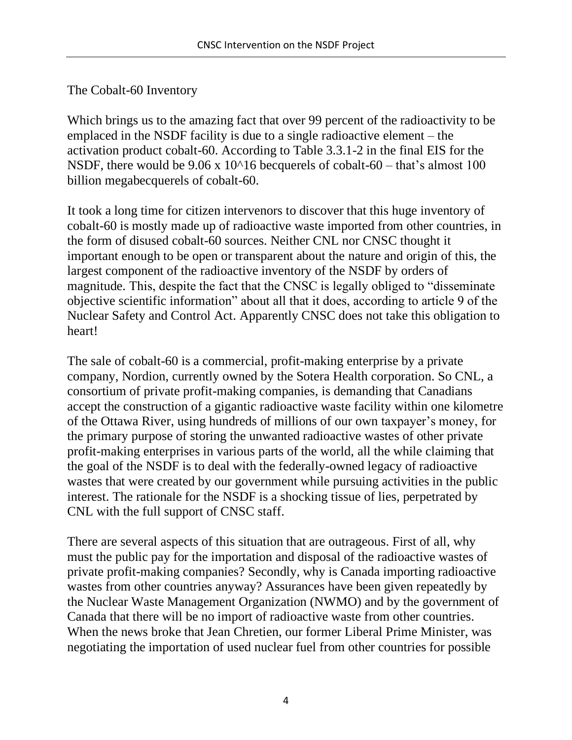The Cobalt-60 Inventory

Which brings us to the amazing fact that over 99 percent of the radioactivity to be emplaced in the NSDF facility is due to a single radioactive element – the activation product cobalt-60. According to Table 3.3.1-2 in the final EIS for the NSDF, there would be $9.06 \times 10^{16}$ becquerels of cobalt-60 – that's almost 100 billion megabecquerels of cobalt-60.

It took a long time for citizen intervenors to discover that this huge inventory of cobalt-60 is mostly made up of radioactive waste imported from other countries, in the form of disused cobalt-60 sources. Neither CNL nor CNSC thought it important enough to be open or transparent about the nature and origin of this, the largest component of the radioactive inventory of the NSDF by orders of magnitude. This, despite the fact that the CNSC is legally obliged to "disseminate objective scientific information" about all that it does, according to article 9 of the Nuclear Safety and Control Act. Apparently CNSC does not take this obligation to heart!

The sale of cobalt-60 is a commercial, profit-making enterprise by a private company, Nordion, currently owned by the Sotera Health corporation. So CNL, a consortium of private profit-making companies, is demanding that Canadians accept the construction of a gigantic radioactive waste facility within one kilometre of the Ottawa River, using hundreds of millions of our own taxpayer's money, for the primary purpose of storing the unwanted radioactive wastes of other private profit-making enterprises in various parts of the world, all the while claiming that the goal of the NSDF is to deal with the federally-owned legacy of radioactive wastes that were created by our government while pursuing activities in the public interest. The rationale for the NSDF is a shocking tissue of lies, perpetrated by CNL with the full support of CNSC staff.

There are several aspects of this situation that are outrageous. First of all, why must the public pay for the importation and disposal of the radioactive wastes of private profit-making companies? Secondly, why is Canada importing radioactive wastes from other countries anyway? Assurances have been given repeatedly by the Nuclear Waste Management Organization (NWMO) and by the government of Canada that there will be no import of radioactive waste from other countries. When the news broke that Jean Chretien, our former Liberal Prime Minister, was negotiating the importation of used nuclear fuel from other countries for possible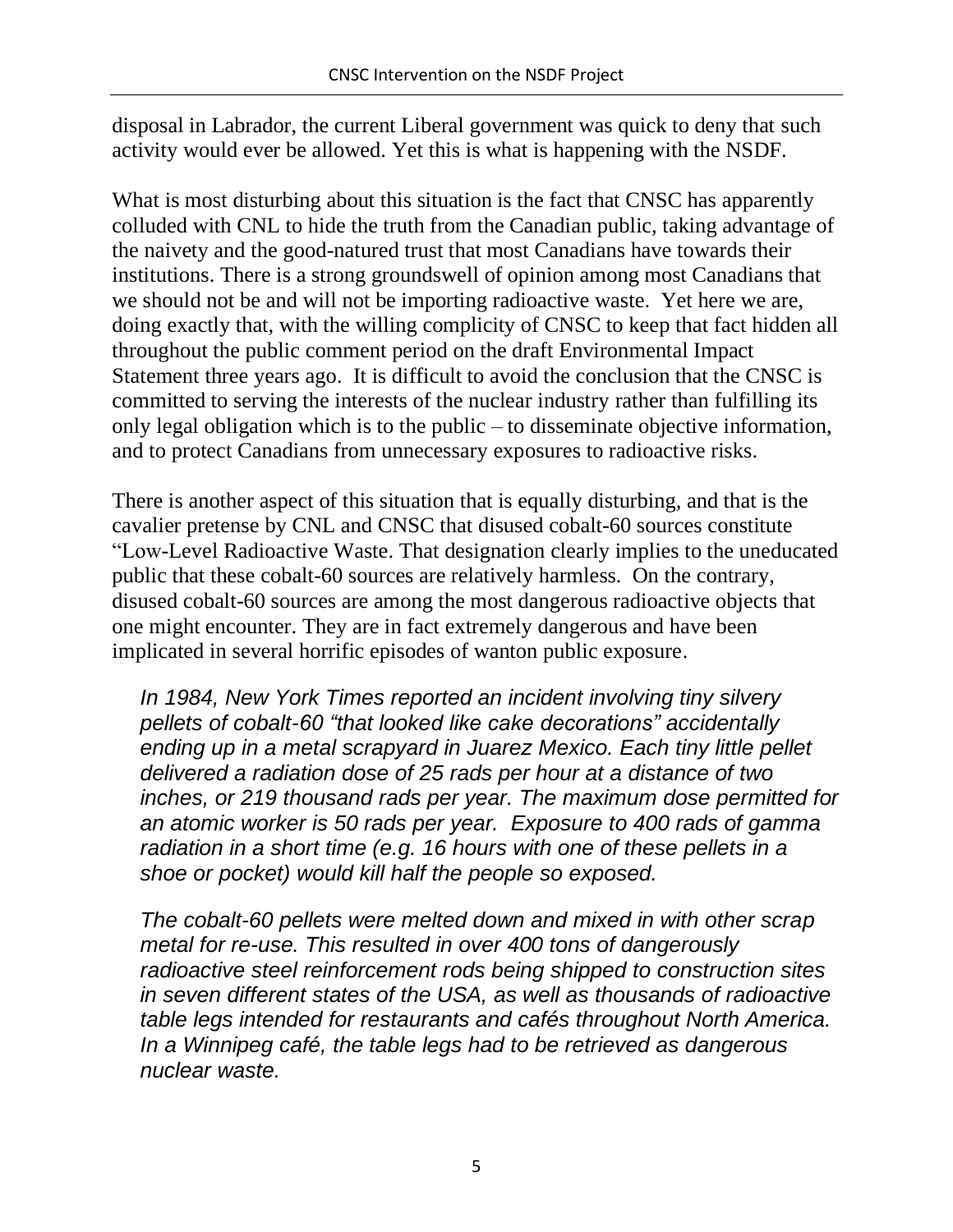disposal in Labrador, the current Liberal government was quick to deny that such activity would ever be allowed. Yet this is what is happening with the NSDF.

What is most disturbing about this situation is the fact that CNSC has apparently colluded with CNL to hide the truth from the Canadian public, taking advantage of the naivety and the good-natured trust that most Canadians have towards their institutions. There is a strong groundswell of opinion among most Canadians that we should not be and will not be importing radioactive waste. Yet here we are, doing exactly that, with the willing complicity of CNSC to keep that fact hidden all throughout the public comment period on the draft Environmental Impact Statement three years ago. It is difficult to avoid the conclusion that the CNSC is committed to serving the interests of the nuclear industry rather than fulfilling its only legal obligation which is to the public – to disseminate objective information, and to protect Canadians from unnecessary exposures to radioactive risks.

There is another aspect of this situation that is equally disturbing, and that is the cavalier pretense by CNL and CNSC that disused cobalt-60 sources constitute "Low-Level Radioactive Waste. That designation clearly implies to the uneducated public that these cobalt-60 sources are relatively harmless. On the contrary, disused cobalt-60 sources are among the most dangerous radioactive objects that one might encounter. They are in fact extremely dangerous and have been implicated in several horrific episodes of wanton public exposure.

> *In 1984, New York Times reported an incident involving tiny silvery pellets of cobalt-60 "that looked like cake decorations" accidentally ending up in a metal scrapyard in Juarez Mexico. Each tiny little pellet delivered a radiation dose of 25 rads per hour at a distance of two inches, or 219 thousand rads per year. The maximum dose permitted for an atomic worker is 50 rads per year. Exposure to 400 rads of gamma radiation in a short time (e.g. 16 hours with one of these pellets in a shoe or pocket) would kill half the people so exposed.*
>
> *The cobalt-60 pellets were melted down and mixed in with other scrap metal for re-use. This resulted in over 400 tons of dangerously radioactive steel reinforcement rods being shipped to construction sites in seven different states of the USA, as well as thousands of radioactive table legs intended for restaurants and cafés throughout North America. In a Winnipeg café, the table legs had to be retrieved as dangerous nuclear waste.*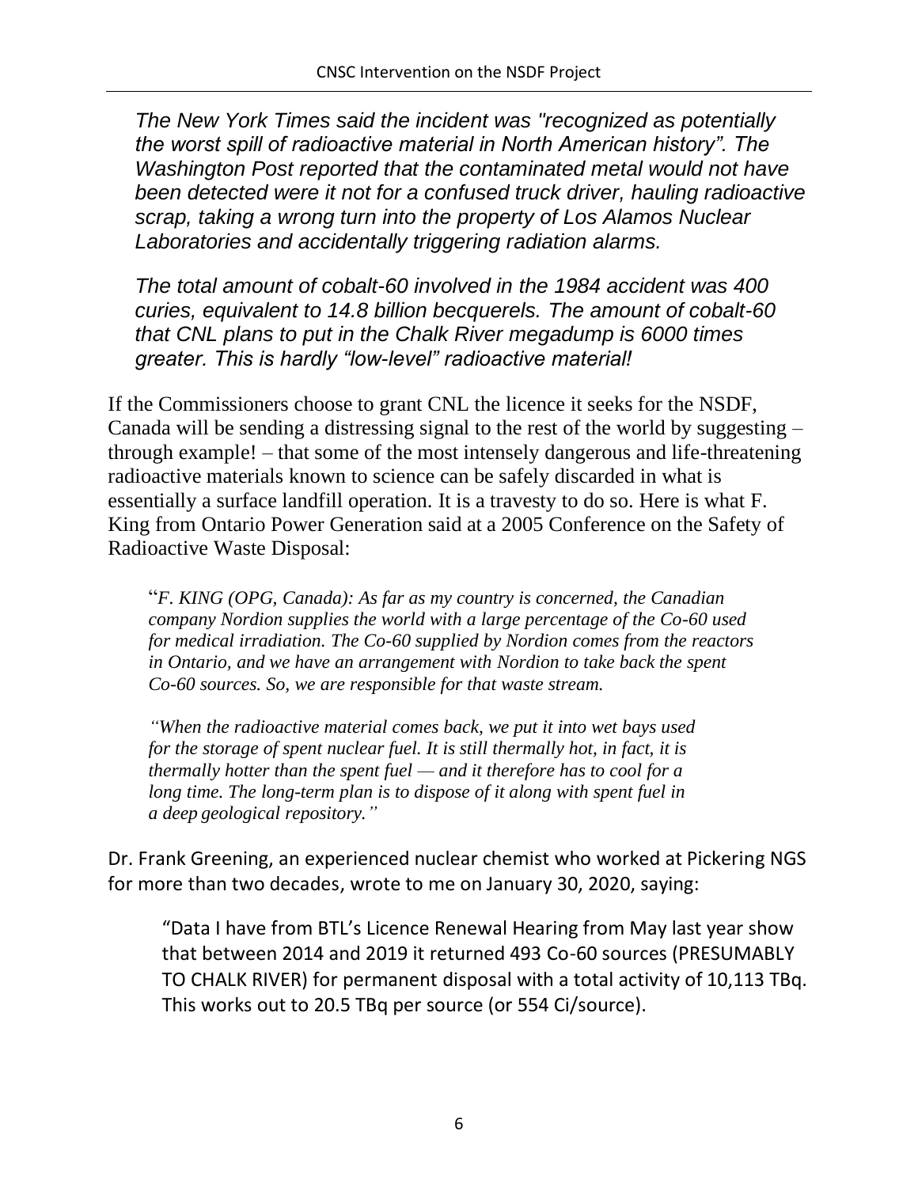*The New York Times said the incident was "recognized as potentially the worst spill of radioactive material in North American history". The Washington Post reported that the contaminated metal would not have been detected were it not for a confused truck driver, hauling radioactive scrap, taking a wrong turn into the property of Los Alamos Nuclear Laboratories and accidentally triggering radiation alarms.*

*The total amount of cobalt-60 involved in the 1984 accident was 400 curies, equivalent to 14.8 billion becquerels. The amount of cobalt-60 that CNL plans to put in the Chalk River megadump is 6000 times greater. This is hardly "low-level" radioactive material!*

If the Commissioners choose to grant CNL the licence it seeks for the NSDF, Canada will be sending a distressing signal to the rest of the world by suggesting – through example! – that some of the most intensely dangerous and life-threatening radioactive materials known to science can be safely discarded in what is essentially a surface landfill operation. It is a travesty to do so. Here is what F. King from Ontario Power Generation said at a 2005 Conference on the Safety of Radioactive Waste Disposal:

> "*F. KING (OPG, Canada): As far as my country is concerned, the Canadian company Nordion supplies the world with a large percentage of the Co-60 used for medical irradiation. The Co-60 supplied by Nordion comes from the reactors in Ontario, and we have an arrangement with Nordion to take back the spent Co-60 sources. So, we are responsible for that waste stream.*
>
> *"When the radioactive material comes back, we put it into wet bays used for the storage of spent nuclear fuel. It is still thermally hot, in fact, it is thermally hotter than the spent fuel — and it therefore has to cool for a long time. The long-term plan is to dispose of it along with spent fuel in a deep geological repository."*

Dr. Frank Greening, an experienced nuclear chemist who worked at Pickering NGS for more than two decades, wrote to me on January 30, 2020, saying:

> "Data I have from BTL's Licence Renewal Hearing from May last year show that between 2014 and 2019 it returned 493 Co-60 sources (PRESUMABLY TO CHALK RIVER) for permanent disposal with a total activity of 10,113 TBq. This works out to 20.5 TBq per source (or 554 Ci/source).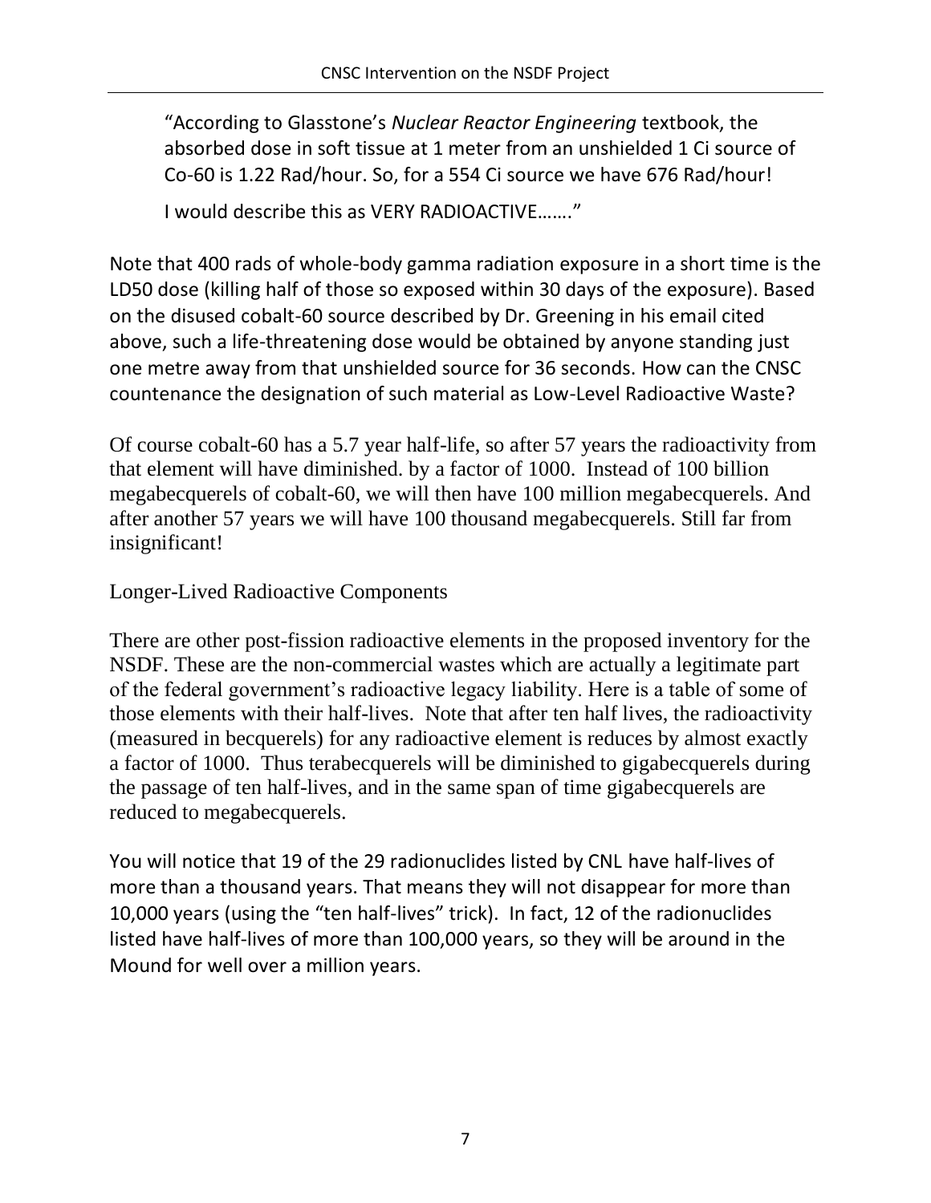> "According to Glasstone's *Nuclear Reactor Engineering* textbook, the absorbed dose in soft tissue at 1 meter from an unshielded 1 Ci source of Co-60 is 1.22 Rad/hour. So, for a 554 Ci source we have 676 Rad/hour!
>
> I would describe this as VERY RADIOACTIVE……."

Note that 400 rads of whole-body gamma radiation exposure in a short time is the LD50 dose (killing half of those so exposed within 30 days of the exposure). Based on the disused cobalt-60 source described by Dr. Greening in his email cited above, such a life-threatening dose would be obtained by anyone standing just one metre away from that unshielded source for 36 seconds. How can the CNSC countenance the designation of such material as Low-Level Radioactive Waste?

Of course cobalt-60 has a 5.7 year half-life, so after 57 years the radioactivity from that element will have diminished. by a factor of 1000. Instead of 100 billion megabecquerels of cobalt-60, we will then have 100 million megabecquerels. And after another 57 years we will have 100 thousand megabecquerels. Still far from insignificant!

## Longer-Lived Radioactive Components

There are other post-fission radioactive elements in the proposed inventory for the NSDF. These are the non-commercial wastes which are actually a legitimate part of the federal government's radioactive legacy liability. Here is a table of some of those elements with their half-lives. Note that after ten half lives, the radioactivity (measured in becquerels) for any radioactive element is reduces by almost exactly a factor of 1000. Thus terabecquerels will be diminished to gigabecquerels during the passage of ten half-lives, and in the same span of time gigabecquerels are reduced to megabecquerels.

You will notice that 19 of the 29 radionuclides listed by CNL have half-lives of more than a thousand years. That means they will not disappear for more than 10,000 years (using the "ten half-lives" trick). In fact, 12 of the radionuclides listed have half-lives of more than 100,000 years, so they will be around in the Mound for well over a million years.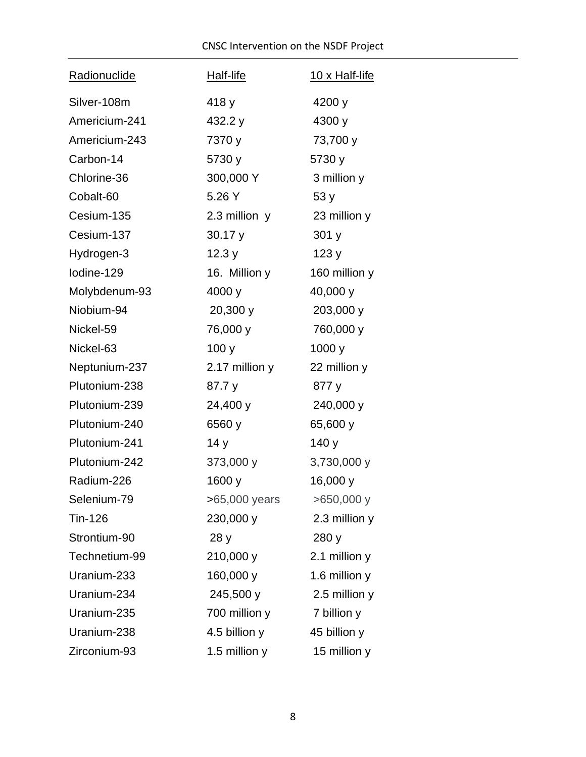| Radionuclide | Half-life | 10 x Half-life |
|---|---|---|
| Silver-108m | 418 y | 4200 y |
| Americium-241 | 432.2 y | 4300 y |
| Americium-243 | 7370 y | 73,700 y |
| Carbon-14 | 5730 y | 5730 y |
| Chlorine-36 | 300,000 Y | 3 million y |
| Cobalt-60 | 5.26 Y | 53 y |
| Cesium-135 | 2.3 million y | 23 million y |
| Cesium-137 | 30.17 y | 301 y |
| Hydrogen-3 | 12.3 y | 123 y |
| Iodine-129 | 16. Million y | 160 million y |
| Molybdenum-93 | 4000 y | 40,000 y |
| Niobium-94 | 20,300 y | 203,000 y |
| Nickel-59 | 76,000 y | 760,000 y |
| Nickel-63 | 100 y | 1000 y |
| Neptunium-237 | 2.17 million y | 22 million y |
| Plutonium-238 | 87.7 y | 877 y |
| Plutonium-239 | 24,400 y | 240,000 y |
| Plutonium-240 | 6560 y | 65,600 y |
| Plutonium-241 | 14 y | 140 y |
| Plutonium-242 | 373,000 y | 3,730,000 y |
| Radium-226 | 1600 y | 16,000 y |
| Selenium-79 | >65,000 years | >650,000 y |
| Tin-126 | 230,000 y | 2.3 million y |
| Strontium-90 | 28 y | 280 y |
| Technetium-99 | 210,000 y | 2.1 million y |
| Uranium-233 | 160,000 y | 1.6 million y |
| Uranium-234 | 245,500 y | 2.5 million y |
| Uranium-235 | 700 million y | 7 billion y |
| Uranium-238 | 4.5 billion y | 45 billion y |
| Zirconium-93 | 1.5 million y | 15 million y |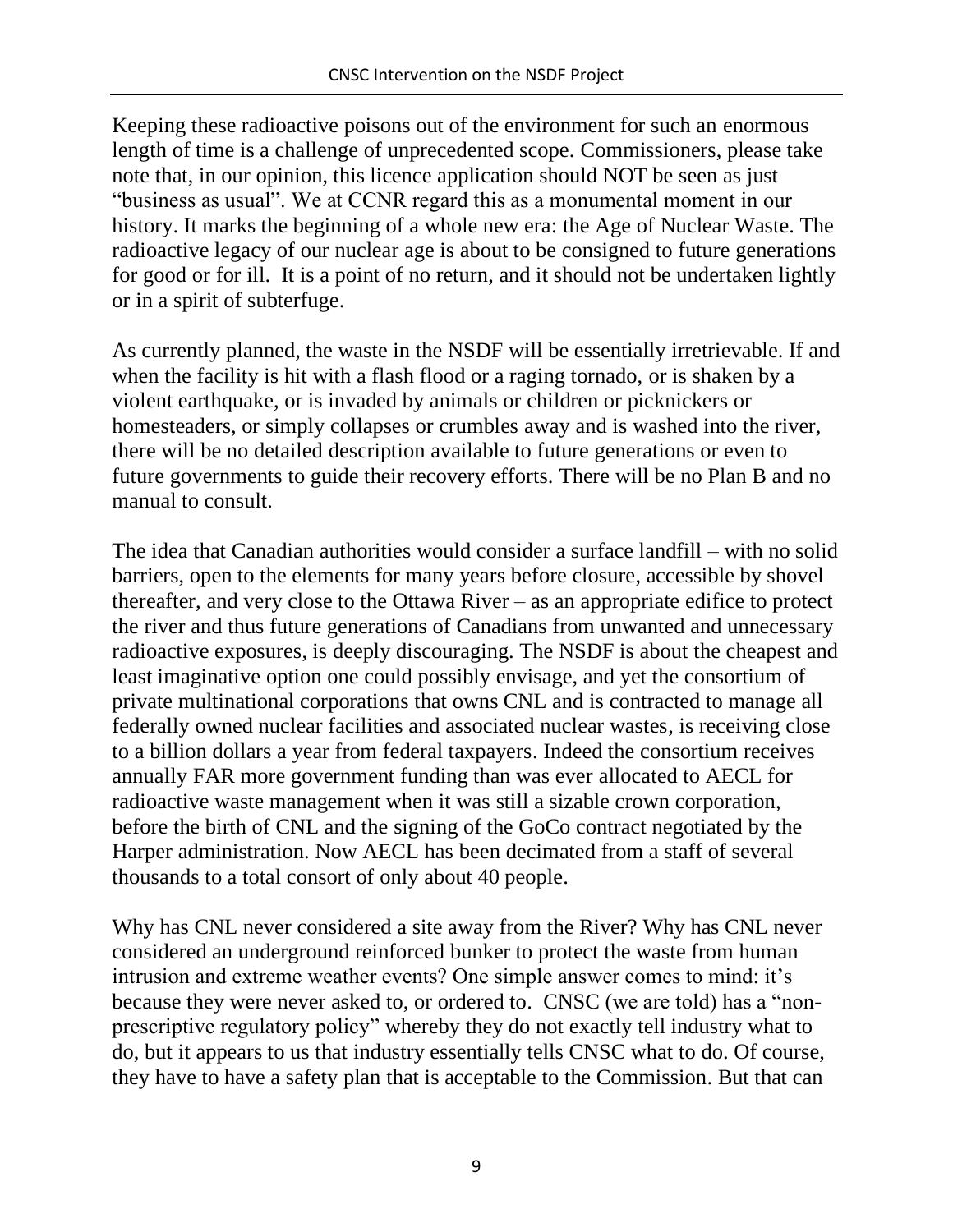Keeping these radioactive poisons out of the environment for such an enormous length of time is a challenge of unprecedented scope. Commissioners, please take note that, in our opinion, this licence application should NOT be seen as just "business as usual". We at CCNR regard this as a monumental moment in our history. It marks the beginning of a whole new era: the Age of Nuclear Waste. The radioactive legacy of our nuclear age is about to be consigned to future generations for good or for ill. It is a point of no return, and it should not be undertaken lightly or in a spirit of subterfuge.

As currently planned, the waste in the NSDF will be essentially irretrievable. If and when the facility is hit with a flash flood or a raging tornado, or is shaken by a violent earthquake, or is invaded by animals or children or picknickers or homesteaders, or simply collapses or crumbles away and is washed into the river, there will be no detailed description available to future generations or even to future governments to guide their recovery efforts. There will be no Plan B and no manual to consult.

The idea that Canadian authorities would consider a surface landfill – with no solid barriers, open to the elements for many years before closure, accessible by shovel thereafter, and very close to the Ottawa River – as an appropriate edifice to protect the river and thus future generations of Canadians from unwanted and unnecessary radioactive exposures, is deeply discouraging. The NSDF is about the cheapest and least imaginative option one could possibly envisage, and yet the consortium of private multinational corporations that owns CNL and is contracted to manage all federally owned nuclear facilities and associated nuclear wastes, is receiving close to a billion dollars a year from federal taxpayers. Indeed the consortium receives annually FAR more government funding than was ever allocated to AECL for radioactive waste management when it was still a sizable crown corporation, before the birth of CNL and the signing of the GoCo contract negotiated by the Harper administration. Now AECL has been decimated from a staff of several thousands to a total consort of only about 40 people.

Why has CNL never considered a site away from the River? Why has CNL never considered an underground reinforced bunker to protect the waste from human intrusion and extreme weather events? One simple answer comes to mind: it's because they were never asked to, or ordered to. CNSC (we are told) has a "non-prescriptive regulatory policy" whereby they do not exactly tell industry what to do, but it appears to us that industry essentially tells CNSC what to do. Of course, they have to have a safety plan that is acceptable to the Commission. But that can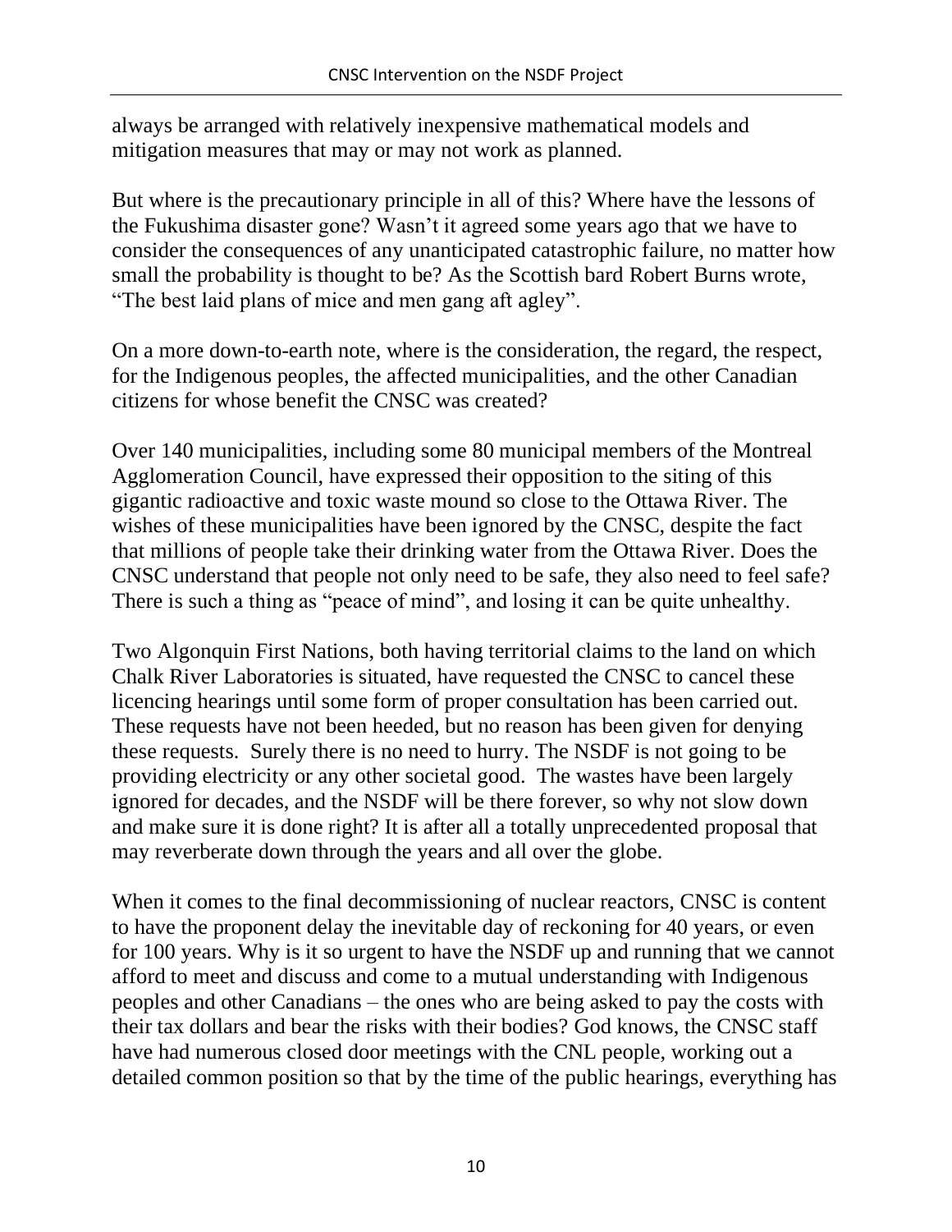always be arranged with relatively inexpensive mathematical models and mitigation measures that may or may not work as planned.

But where is the precautionary principle in all of this? Where have the lessons of the Fukushima disaster gone? Wasn't it agreed some years ago that we have to consider the consequences of any unanticipated catastrophic failure, no matter how small the probability is thought to be? As the Scottish bard Robert Burns wrote, "The best laid plans of mice and men gang aft agley".

On a more down-to-earth note, where is the consideration, the regard, the respect, for the Indigenous peoples, the affected municipalities, and the other Canadian citizens for whose benefit the CNSC was created?

Over 140 municipalities, including some 80 municipal members of the Montreal Agglomeration Council, have expressed their opposition to the siting of this gigantic radioactive and toxic waste mound so close to the Ottawa River. The wishes of these municipalities have been ignored by the CNSC, despite the fact that millions of people take their drinking water from the Ottawa River. Does the CNSC understand that people not only need to be safe, they also need to feel safe? There is such a thing as "peace of mind", and losing it can be quite unhealthy.

Two Algonquin First Nations, both having territorial claims to the land on which Chalk River Laboratories is situated, have requested the CNSC to cancel these licencing hearings until some form of proper consultation has been carried out. These requests have not been heeded, but no reason has been given for denying these requests. Surely there is no need to hurry. The NSDF is not going to be providing electricity or any other societal good. The wastes have been largely ignored for decades, and the NSDF will be there forever, so why not slow down and make sure it is done right? It is after all a totally unprecedented proposal that may reverberate down through the years and all over the globe.

When it comes to the final decommissioning of nuclear reactors, CNSC is content to have the proponent delay the inevitable day of reckoning for 40 years, or even for 100 years. Why is it so urgent to have the NSDF up and running that we cannot afford to meet and discuss and come to a mutual understanding with Indigenous peoples and other Canadians – the ones who are being asked to pay the costs with their tax dollars and bear the risks with their bodies? God knows, the CNSC staff have had numerous closed door meetings with the CNL people, working out a detailed common position so that by the time of the public hearings, everything has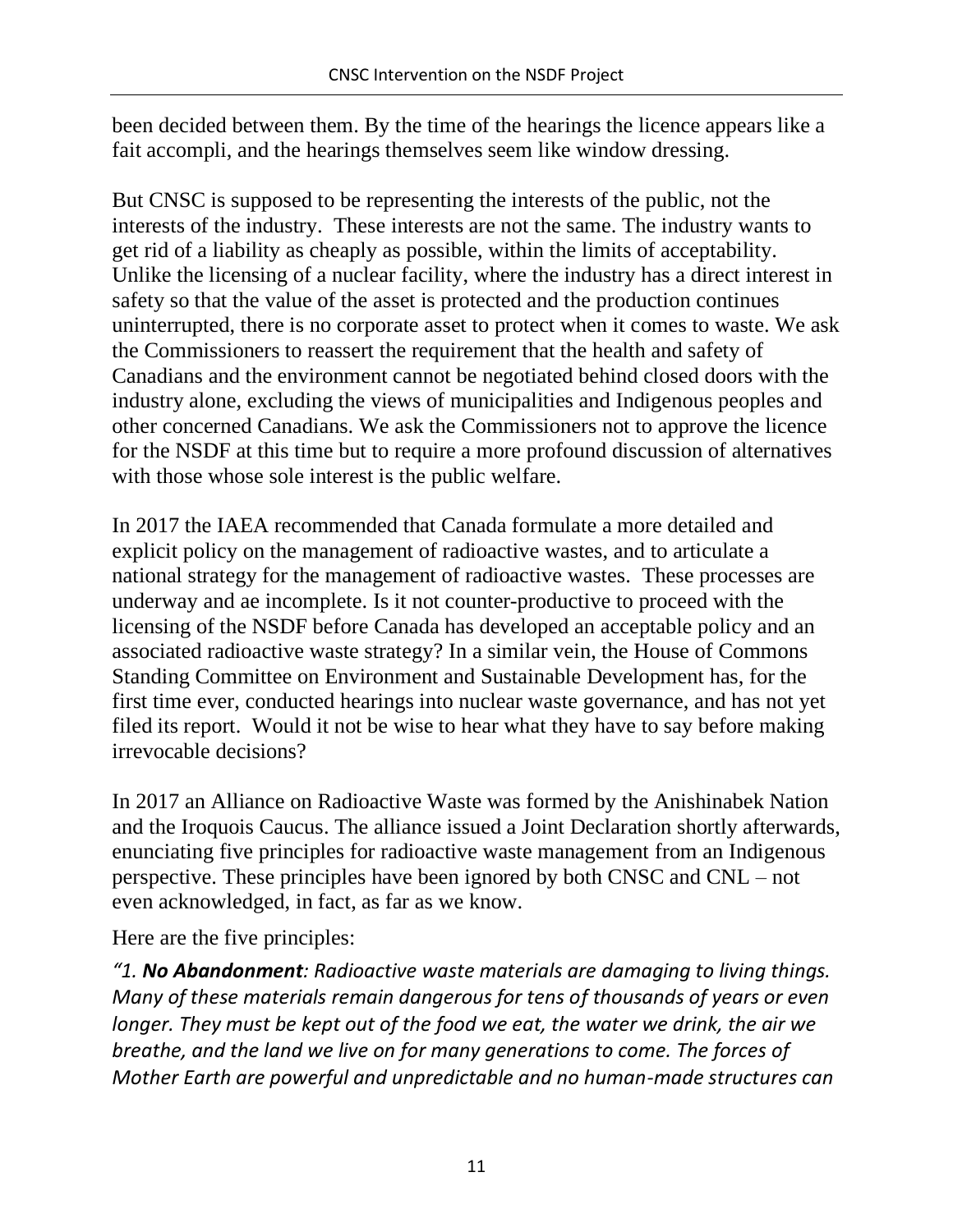been decided between them. By the time of the hearings the licence appears like a fait accompli, and the hearings themselves seem like window dressing.

But CNSC is supposed to be representing the interests of the public, not the interests of the industry. These interests are not the same. The industry wants to get rid of a liability as cheaply as possible, within the limits of acceptability. Unlike the licensing of a nuclear facility, where the industry has a direct interest in safety so that the value of the asset is protected and the production continues uninterrupted, there is no corporate asset to protect when it comes to waste. We ask the Commissioners to reassert the requirement that the health and safety of Canadians and the environment cannot be negotiated behind closed doors with the industry alone, excluding the views of municipalities and Indigenous peoples and other concerned Canadians. We ask the Commissioners not to approve the licence for the NSDF at this time but to require a more profound discussion of alternatives with those whose sole interest is the public welfare.

In 2017 the IAEA recommended that Canada formulate a more detailed and explicit policy on the management of radioactive wastes, and to articulate a national strategy for the management of radioactive wastes. These processes are underway and ae incomplete. Is it not counter-productive to proceed with the licensing of the NSDF before Canada has developed an acceptable policy and an associated radioactive waste strategy? In a similar vein, the House of Commons Standing Committee on Environment and Sustainable Development has, for the first time ever, conducted hearings into nuclear waste governance, and has not yet filed its report. Would it not be wise to hear what they have to say before making irrevocable decisions?

In 2017 an Alliance on Radioactive Waste was formed by the Anishinabek Nation and the Iroquois Caucus. The alliance issued a Joint Declaration shortly afterwards, enunciating five principles for radioactive waste management from an Indigenous perspective. These principles have been ignored by both CNSC and CNL – not even acknowledged, in fact, as far as we know.

Here are the five principles:

*"1. **No Abandonment**: Radioactive waste materials are damaging to living things. Many of these materials remain dangerous for tens of thousands of years or even longer. They must be kept out of the food we eat, the water we drink, the air we breathe, and the land we live on for many generations to come. The forces of Mother Earth are powerful and unpredictable and no human-made structures can*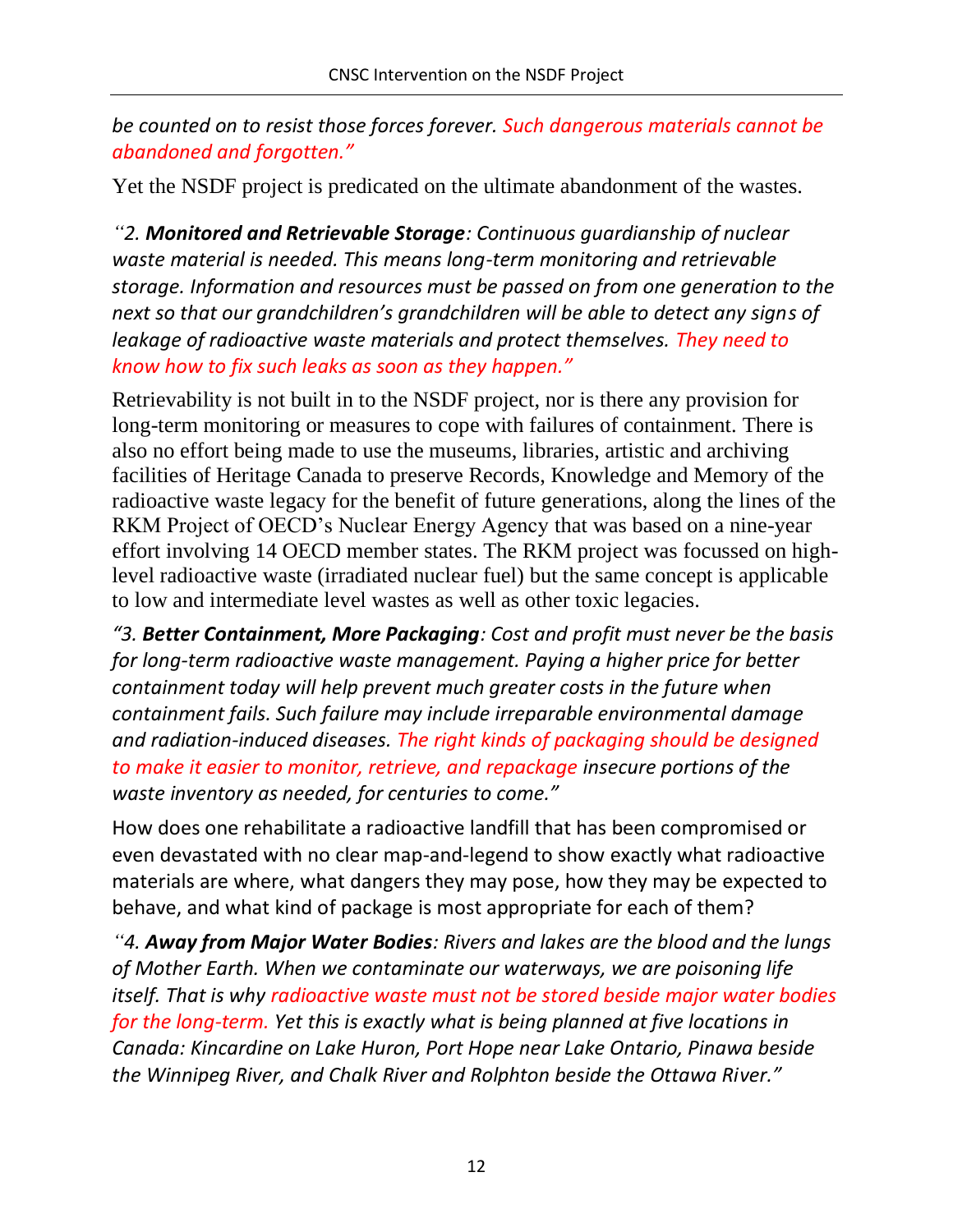*be counted on to resist those forces forever. Such dangerous materials cannot be abandoned and forgotten."*

Yet the NSDF project is predicated on the ultimate abandonment of the wastes.

*"2. **Monitored and Retrievable Storage**: Continuous guardianship of nuclear waste material is needed. This means long-term monitoring and retrievable storage. Information and resources must be passed on from one generation to the next so that our grandchildren's grandchildren will be able to detect any signs of leakage of radioactive waste materials and protect themselves. They need to know how to fix such leaks as soon as they happen."*

Retrievability is not built in to the NSDF project, nor is there any provision for long-term monitoring or measures to cope with failures of containment. There is also no effort being made to use the museums, libraries, artistic and archiving facilities of Heritage Canada to preserve Records, Knowledge and Memory of the radioactive waste legacy for the benefit of future generations, along the lines of the RKM Project of OECD's Nuclear Energy Agency that was based on a nine-year effort involving 14 OECD member states. The RKM project was focussed on high-level radioactive waste (irradiated nuclear fuel) but the same concept is applicable to low and intermediate level wastes as well as other toxic legacies.

*"3. **Better Containment, More Packaging**: Cost and profit must never be the basis for long-term radioactive waste management. Paying a higher price for better containment today will help prevent much greater costs in the future when containment fails. Such failure may include irreparable environmental damage and radiation-induced diseases. The right kinds of packaging should be designed to make it easier to monitor, retrieve, and repackage insecure portions of the waste inventory as needed, for centuries to come."*

How does one rehabilitate a radioactive landfill that has been compromised or even devastated with no clear map-and-legend to show exactly what radioactive materials are where, what dangers they may pose, how they may be expected to behave, and what kind of package is most appropriate for each of them?

*"4. **Away from Major Water Bodies**: Rivers and lakes are the blood and the lungs of Mother Earth. When we contaminate our waterways, we are poisoning life itself. That is why radioactive waste must not be stored beside major water bodies for the long-term. Yet this is exactly what is being planned at five locations in Canada: Kincardine on Lake Huron, Port Hope near Lake Ontario, Pinawa beside the Winnipeg River, and Chalk River and Rolphton beside the Ottawa River."*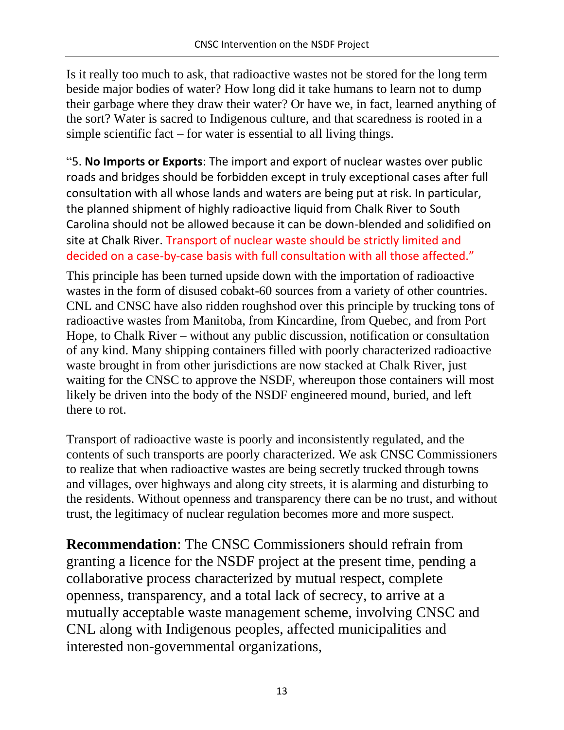Is it really too much to ask, that radioactive wastes not be stored for the long term beside major bodies of water? How long did it take humans to learn not to dump their garbage where they draw their water? Or have we, in fact, learned anything of the sort? Water is sacred to Indigenous culture, and that scaredness is rooted in a simple scientific fact – for water is essential to all living things.

"5. **No Imports or Exports**: The import and export of nuclear wastes over public roads and bridges should be forbidden except in truly exceptional cases after full consultation with all whose lands and waters are being put at risk. In particular, the planned shipment of highly radioactive liquid from Chalk River to South Carolina should not be allowed because it can be down-blended and solidified on site at Chalk River. Transport of nuclear waste should be strictly limited and decided on a case-by-case basis with full consultation with all those affected."

This principle has been turned upside down with the importation of radioactive wastes in the form of disused cobakt-60 sources from a variety of other countries. CNL and CNSC have also ridden roughshod over this principle by trucking tons of radioactive wastes from Manitoba, from Kincardine, from Quebec, and from Port Hope, to Chalk River – without any public discussion, notification or consultation of any kind. Many shipping containers filled with poorly characterized radioactive waste brought in from other jurisdictions are now stacked at Chalk River, just waiting for the CNSC to approve the NSDF, whereupon those containers will most likely be driven into the body of the NSDF engineered mound, buried, and left there to rot.

Transport of radioactive waste is poorly and inconsistently regulated, and the contents of such transports are poorly characterized. We ask CNSC Commissioners to realize that when radioactive wastes are being secretly trucked through towns and villages, over highways and along city streets, it is alarming and disturbing to the residents. Without openness and transparency there can be no trust, and without trust, the legitimacy of nuclear regulation becomes more and more suspect.

**Recommendation**: The CNSC Commissioners should refrain from granting a licence for the NSDF project at the present time, pending a collaborative process characterized by mutual respect, complete openness, transparency, and a total lack of secrecy, to arrive at a mutually acceptable waste management scheme, involving CNSC and CNL along with Indigenous peoples, affected municipalities and interested non-governmental organizations,